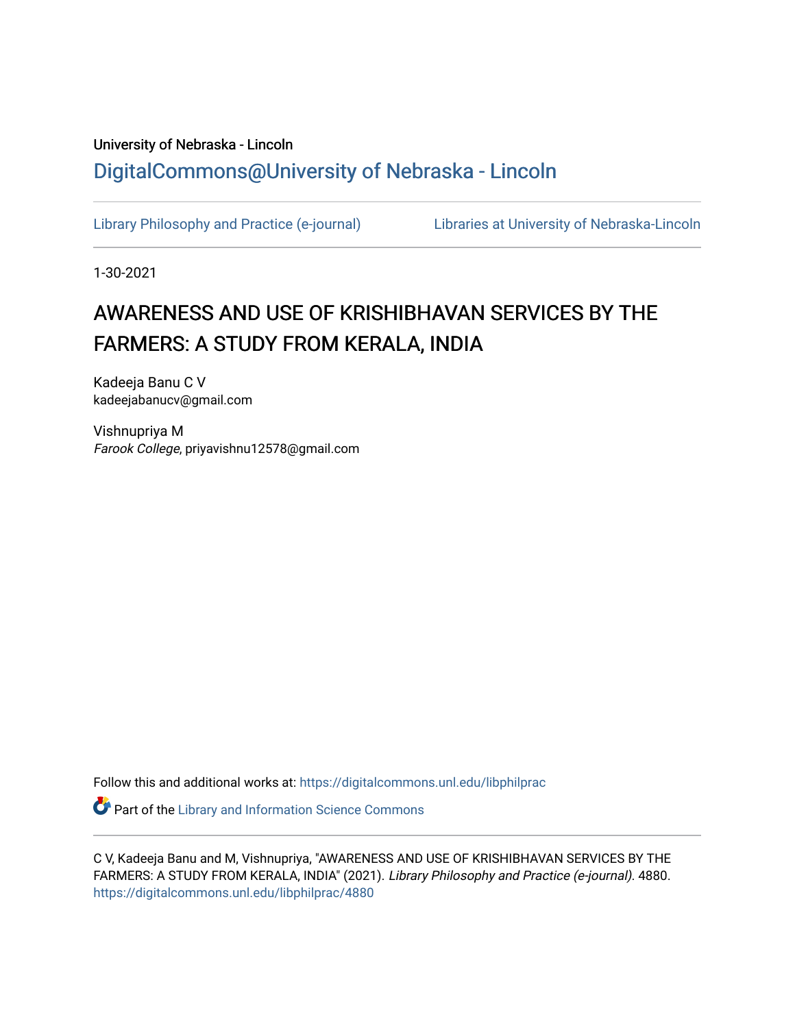University of Nebraska - Lincoln

## DigitalCommons@University of Nebraska - Lincoln

Library Philosophy and Practice (e-journal) | Libraries at University of Nebraska-Lincoln

1-30-2021

# AWARENESS AND USE OF KRISHIBHAVAN SERVICES BY THE FARMERS: A STUDY FROM KERALA, INDIA

Kadeeja Banu C V
kadeejabanucv@gmail.com

Vishnupriya M
*Farook College*, priyavishnu12578@gmail.com

Follow this and additional works at: https://digitalcommons.unl.edu/libphilprac

Part of the Library and Information Science Commons

C V, Kadeeja Banu and M, Vishnupriya, "AWARENESS AND USE OF KRISHIBHAVAN SERVICES BY THE FARMERS: A STUDY FROM KERALA, INDIA" (2021). *Library Philosophy and Practice (e-journal)*. 4880.
https://digitalcommons.unl.edu/libphilprac/4880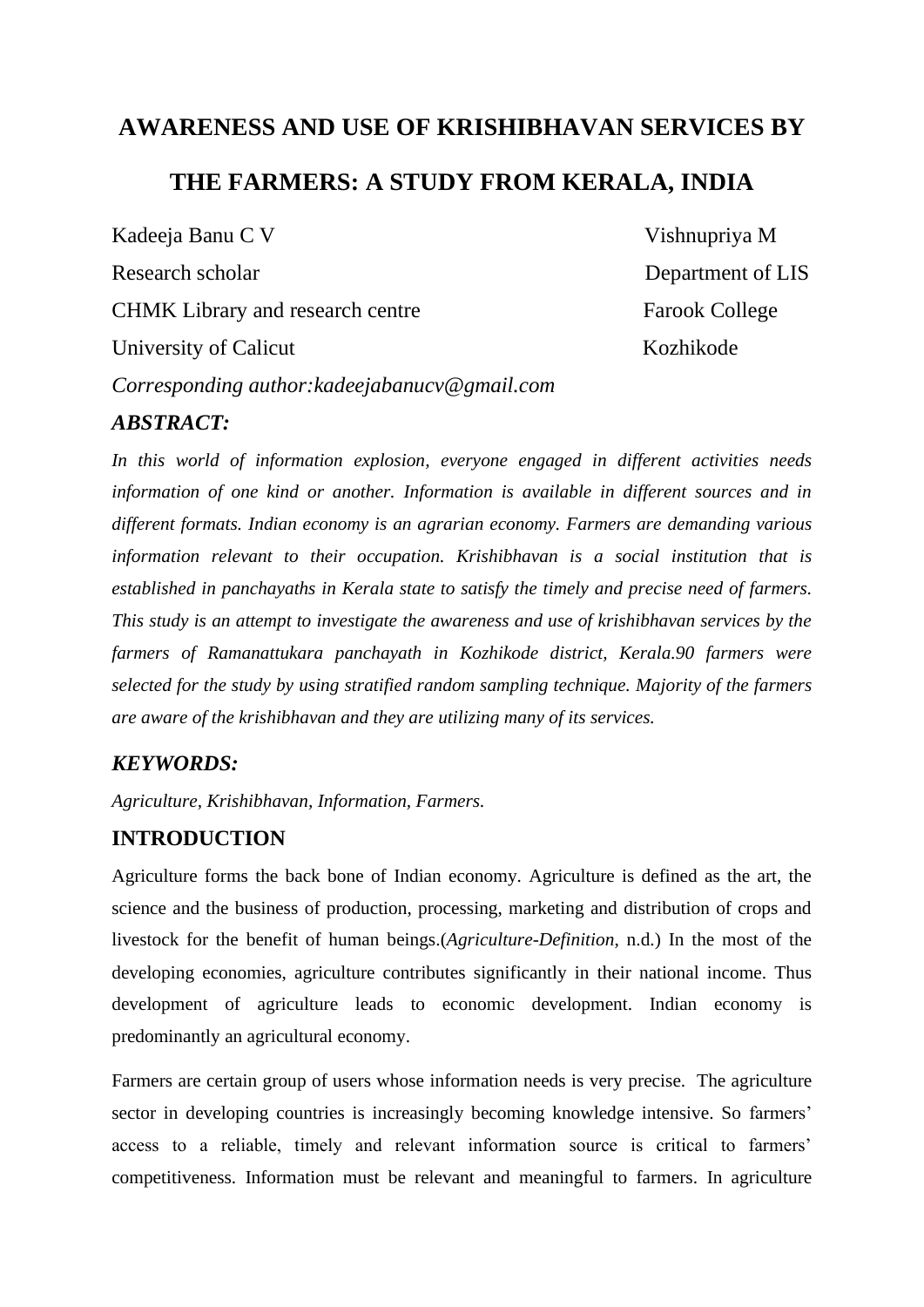# AWARENESS AND USE OF KRISHIBHAVAN SERVICES BY THE FARMERS: A STUDY FROM KERALA, INDIA

Kadeeja Banu C V
Research scholar
CHMK Library and research centre
University of Calicut

Vishnupriya M
Department of LIS
Farook College
Kozhikode

*Corresponding author:kadeejabanucv@gmail.com*

### *ABSTRACT:*

*In this world of information explosion, everyone engaged in different activities needs information of one kind or another. Information is available in different sources and in different formats. Indian economy is an agrarian economy. Farmers are demanding various information relevant to their occupation. Krishibhavan is a social institution that is established in panchayaths in Kerala state to satisfy the timely and precise need of farmers. This study is an attempt to investigate the awareness and use of krishibhavan services by the farmers of Ramanattukara panchayath in Kozhikode district, Kerala.90 farmers were selected for the study by using stratified random sampling technique. Majority of the farmers are aware of the krishibhavan and they are utilizing many of its services.*

### *KEYWORDS:*

*Agriculture, Krishibhavan, Information, Farmers.*

## INTRODUCTION

Agriculture forms the back bone of Indian economy. Agriculture is defined as the art, the science and the business of production, processing, marketing and distribution of crops and livestock for the benefit of human beings.(*Agriculture-Definition*, n.d.) In the most of the developing economies, agriculture contributes significantly in their national income. Thus development of agriculture leads to economic development. Indian economy is predominantly an agricultural economy.

Farmers are certain group of users whose information needs is very precise. The agriculture sector in developing countries is increasingly becoming knowledge intensive. So farmers' access to a reliable, timely and relevant information source is critical to farmers' competitiveness. Information must be relevant and meaningful to farmers. In agriculture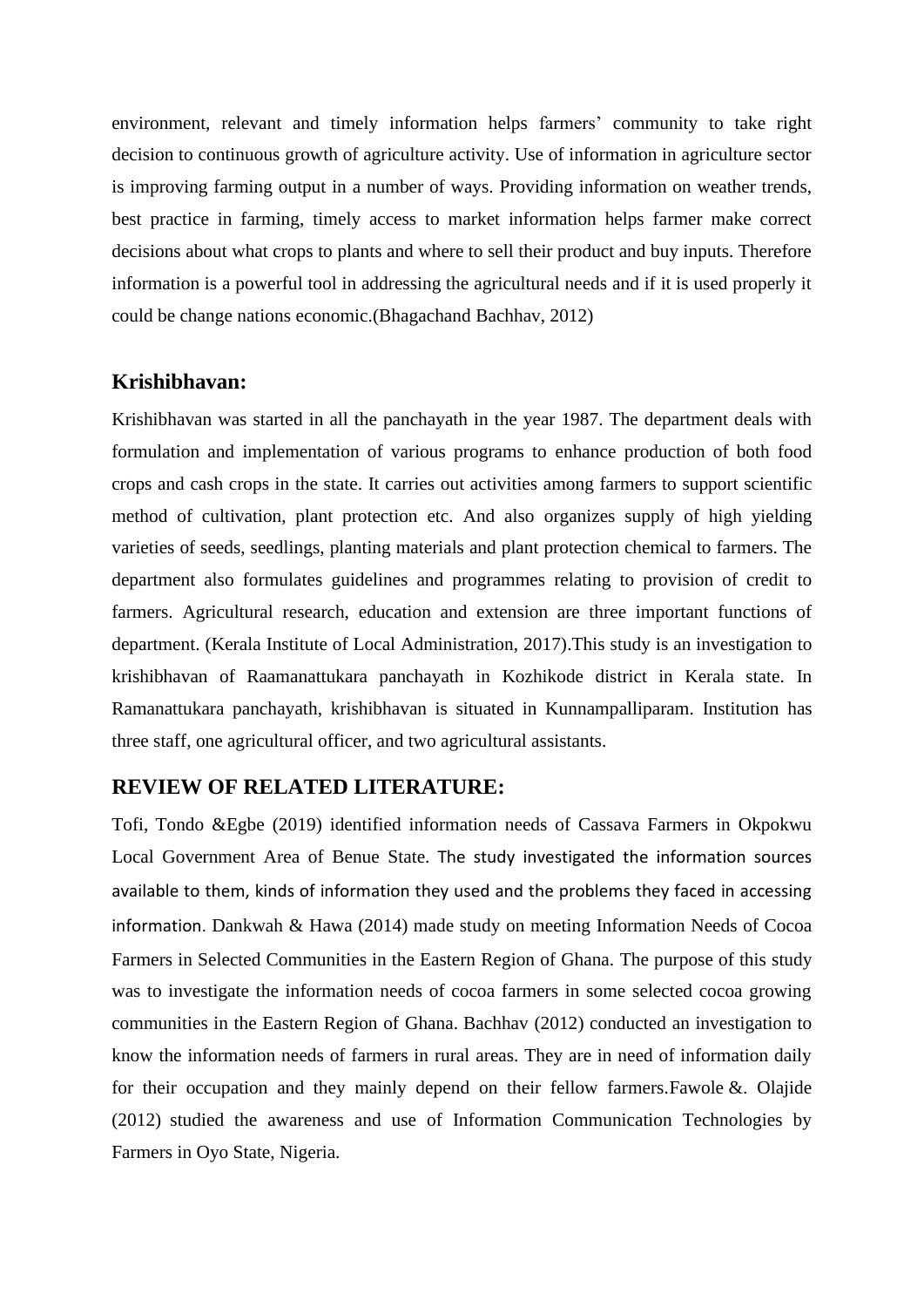environment, relevant and timely information helps farmers' community to take right decision to continuous growth of agriculture activity. Use of information in agriculture sector is improving farming output in a number of ways. Providing information on weather trends, best practice in farming, timely access to market information helps farmer make correct decisions about what crops to plants and where to sell their product and buy inputs. Therefore information is a powerful tool in addressing the agricultural needs and if it is used properly it could be change nations economic.(Bhagachand Bachhav, 2012)

## Krishibhavan:

Krishibhavan was started in all the panchayath in the year 1987. The department deals with formulation and implementation of various programs to enhance production of both food crops and cash crops in the state. It carries out activities among farmers to support scientific method of cultivation, plant protection etc. And also organizes supply of high yielding varieties of seeds, seedlings, planting materials and plant protection chemical to farmers. The department also formulates guidelines and programmes relating to provision of credit to farmers. Agricultural research, education and extension are three important functions of department. (Kerala Institute of Local Administration, 2017).This study is an investigation to krishibhavan of Raamanattukara panchayath in Kozhikode district in Kerala state. In Ramanattukara panchayath, krishibhavan is situated in Kunnampalliparam. Institution has three staff, one agricultural officer, and two agricultural assistants.

## REVIEW OF RELATED LITERATURE:

Tofi, Tondo &Egbe (2019) identified information needs of Cassava Farmers in Okpokwu Local Government Area of Benue State. The study investigated the information sources available to them, kinds of information they used and the problems they faced in accessing information. Dankwah & Hawa (2014) made study on meeting Information Needs of Cocoa Farmers in Selected Communities in the Eastern Region of Ghana. The purpose of this study was to investigate the information needs of cocoa farmers in some selected cocoa growing communities in the Eastern Region of Ghana. Bachhav (2012) conducted an investigation to know the information needs of farmers in rural areas. They are in need of information daily for their occupation and they mainly depend on their fellow farmers.Fawole &. Olajide (2012) studied the awareness and use of Information Communication Technologies by Farmers in Oyo State, Nigeria.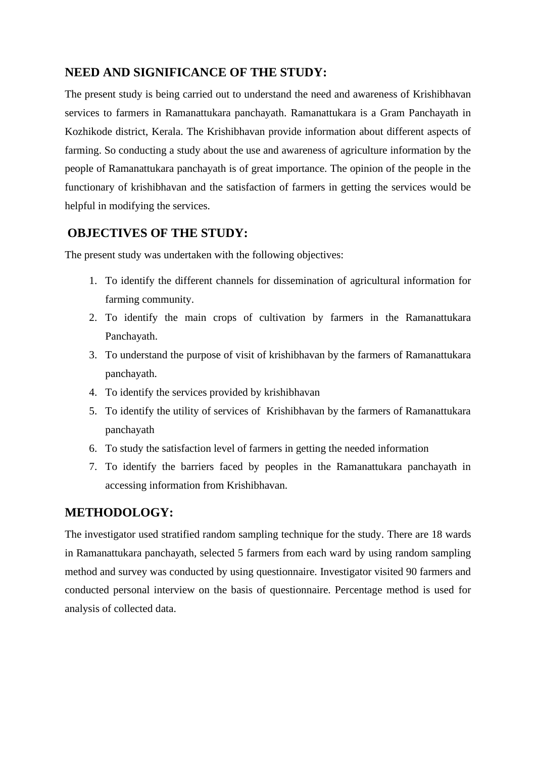## NEED AND SIGNIFICANCE OF THE STUDY:

The present study is being carried out to understand the need and awareness of Krishibhavan services to farmers in Ramanattukara panchayath. Ramanattukara is a Gram Panchayath in Kozhikode district, Kerala. The Krishibhavan provide information about different aspects of farming. So conducting a study about the use and awareness of agriculture information by the people of Ramanattukara panchayath is of great importance. The opinion of the people in the functionary of krishibhavan and the satisfaction of farmers in getting the services would be helpful in modifying the services.

## OBJECTIVES OF THE STUDY:

The present study was undertaken with the following objectives:

1. To identify the different channels for dissemination of agricultural information for farming community.
2. To identify the main crops of cultivation by farmers in the Ramanattukara Panchayath.
3. To understand the purpose of visit of krishibhavan by the farmers of Ramanattukara panchayath.
4. To identify the services provided by krishibhavan
5. To identify the utility of services of Krishibhavan by the farmers of Ramanattukara panchayath
6. To study the satisfaction level of farmers in getting the needed information
7. To identify the barriers faced by peoples in the Ramanattukara panchayath in accessing information from Krishibhavan.

## METHODOLOGY:

The investigator used stratified random sampling technique for the study. There are 18 wards in Ramanattukara panchayath, selected 5 farmers from each ward by using random sampling method and survey was conducted by using questionnaire. Investigator visited 90 farmers and conducted personal interview on the basis of questionnaire. Percentage method is used for analysis of collected data.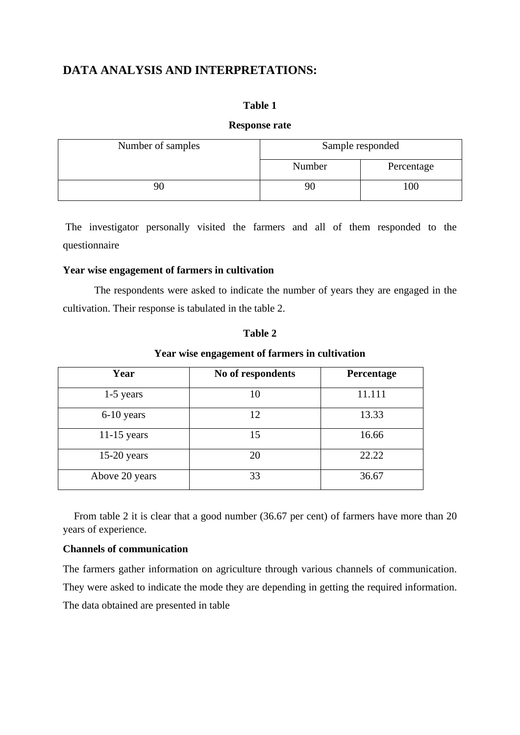## DATA ANALYSIS AND INTERPRETATIONS:

**Table 1**

**Response rate**

| Number of samples | Sample responded | |
|---|---|---|
| | Number | Percentage |
| 90 | 90 | 100 |

The investigator personally visited the farmers and all of them responded to the questionnaire

**Year wise engagement of farmers in cultivation**

The respondents were asked to indicate the number of years they are engaged in the cultivation. Their response is tabulated in the table 2.

**Table 2**

**Year wise engagement of farmers in cultivation**

| Year | No of respondents | Percentage |
|---|---|---|
| 1-5 years | 10 | 11.111 |
| 6-10 years | 12 | 13.33 |
| 11-15 years | 15 | 16.66 |
| 15-20 years | 20 | 22.22 |
| Above 20 years | 33 | 36.67 |

From table 2 it is clear that a good number (36.67 per cent) of farmers have more than 20 years of experience.

**Channels of communication**

The farmers gather information on agriculture through various channels of communication. They were asked to indicate the mode they are depending in getting the required information. The data obtained are presented in table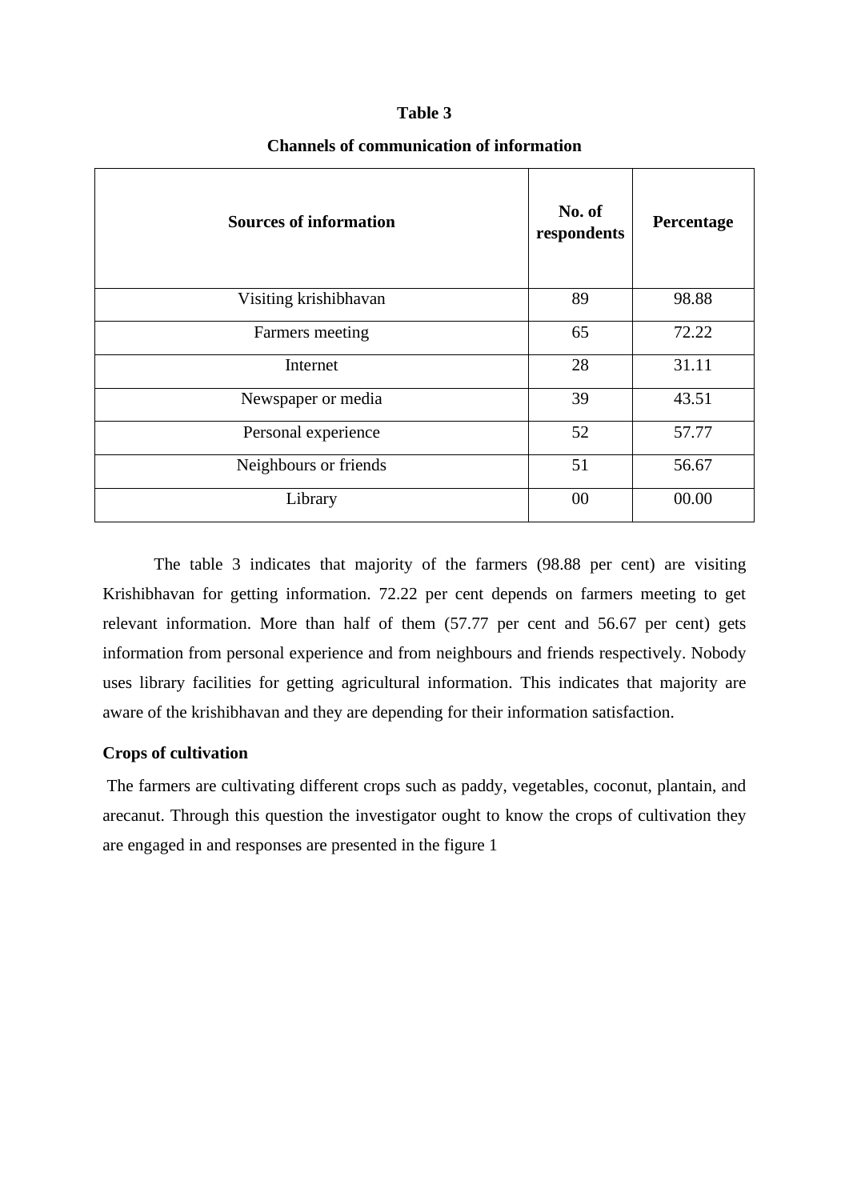**Table 3**

**Channels of communication of information**

| Sources of information | No. of respondents | Percentage |
|---|---|---|
| Visiting krishibhavan | 89 | 98.88 |
| Farmers meeting | 65 | 72.22 |
| Internet | 28 | 31.11 |
| Newspaper or media | 39 | 43.51 |
| Personal experience | 52 | 57.77 |
| Neighbours or friends | 51 | 56.67 |
| Library | 00 | 00.00 |

The table 3 indicates that majority of the farmers (98.88 per cent) are visiting Krishibhavan for getting information. 72.22 per cent depends on farmers meeting to get relevant information. More than half of them (57.77 per cent and 56.67 per cent) gets information from personal experience and from neighbours and friends respectively. Nobody uses library facilities for getting agricultural information. This indicates that majority are aware of the krishibhavan and they are depending for their information satisfaction.

**Crops of cultivation**

The farmers are cultivating different crops such as paddy, vegetables, coconut, plantain, and arecanut. Through this question the investigator ought to know the crops of cultivation they are engaged in and responses are presented in the figure 1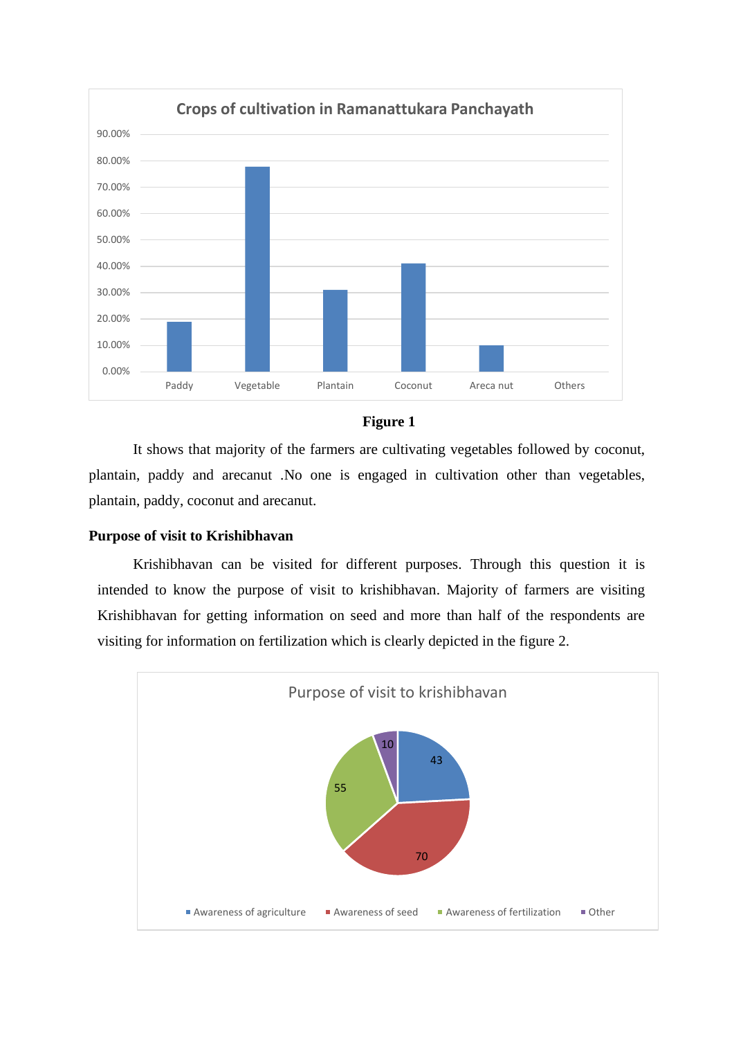**Figure 1**

It shows that majority of the farmers are cultivating vegetables followed by coconut, plantain, paddy and arecanut .No one is engaged in cultivation other than vegetables, plantain, paddy, coconut and arecanut.

**Purpose of visit to Krishibhavan**

Krishibhavan can be visited for different purposes. Through this question it is intended to know the purpose of visit to krishibhavan. Majority of farmers are visiting Krishibhavan for getting information on seed and more than half of the respondents are visiting for information on fertilization which is clearly depicted in the figure 2.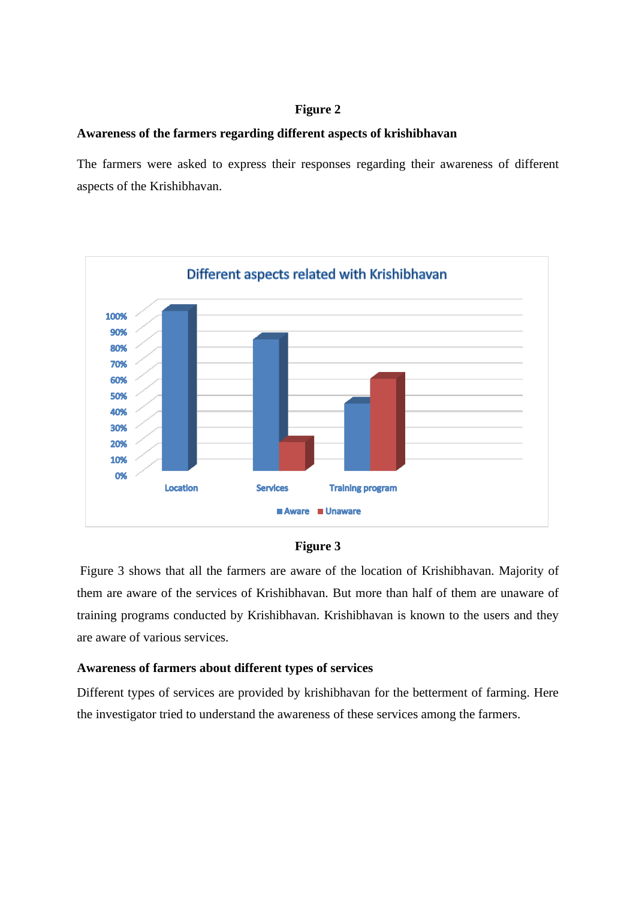**Figure 2**

**Awareness of the farmers regarding different aspects of krishibhavan**

The farmers were asked to express their responses regarding their awareness of different aspects of the Krishibhavan.

**Figure 3**

Figure 3 shows that all the farmers are aware of the location of Krishibhavan. Majority of them are aware of the services of Krishibhavan. But more than half of them are unaware of training programs conducted by Krishibhavan. Krishibhavan is known to the users and they are aware of various services.

**Awareness of farmers about different types of services**

Different types of services are provided by krishibhavan for the betterment of farming. Here the investigator tried to understand the awareness of these services among the farmers.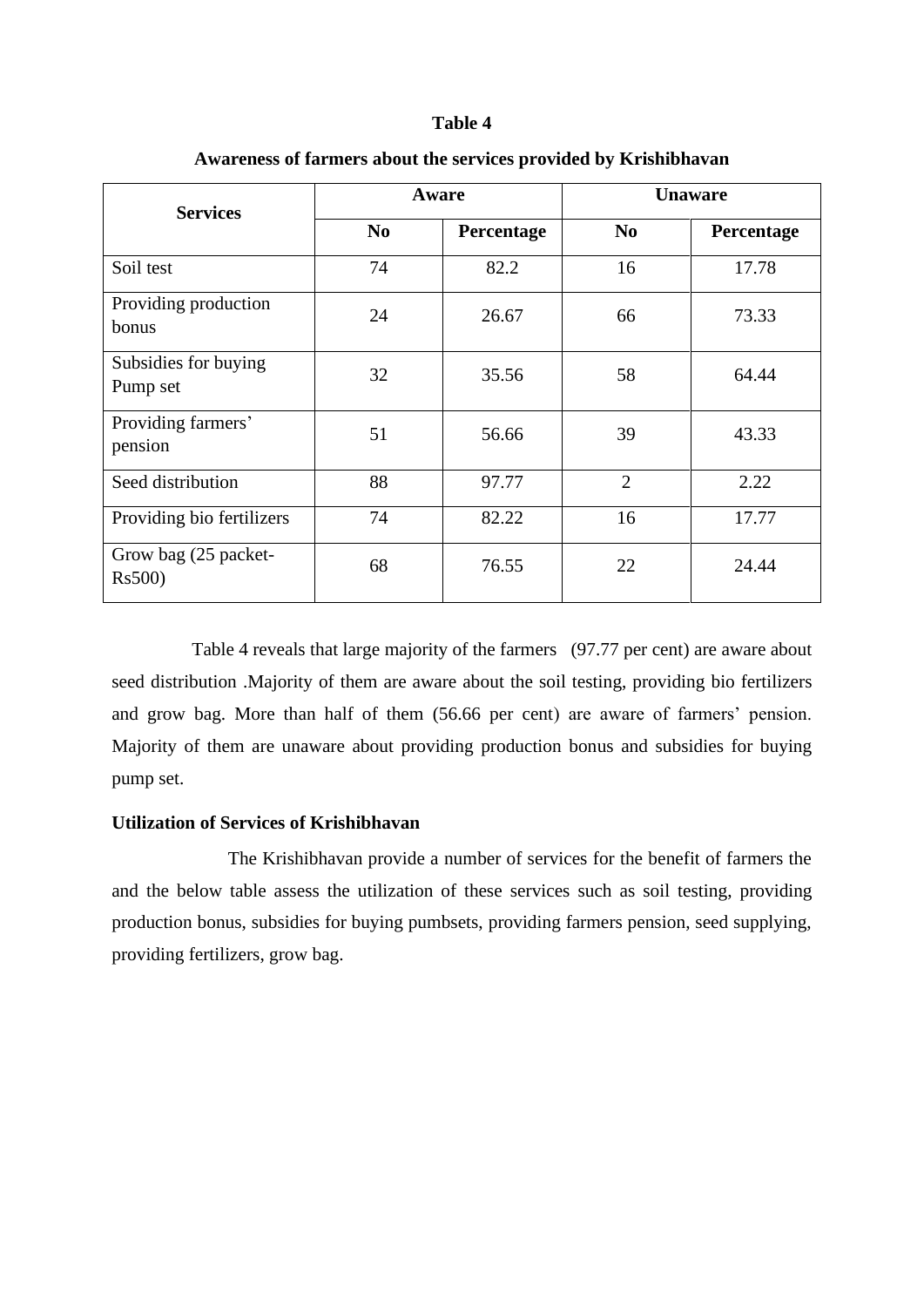**Table 4**

**Awareness of farmers about the services provided by Krishibhavan**

| Services | Aware | | Unaware | |
|---|---|---|---|---|
| | No | Percentage | No | Percentage |
| Soil test | 74 | 82.2 | 16 | 17.78 |
| Providing production bonus | 24 | 26.67 | 66 | 73.33 |
| Subsidies for buying Pump set | 32 | 35.56 | 58 | 64.44 |
| Providing farmers' pension | 51 | 56.66 | 39 | 43.33 |
| Seed distribution | 88 | 97.77 | 2 | 2.22 |
| Providing bio fertilizers | 74 | 82.22 | 16 | 17.77 |
| Grow bag (25 packet- Rs500) | 68 | 76.55 | 22 | 24.44 |

Table 4 reveals that large majority of the farmers (97.77 per cent) are aware about seed distribution .Majority of them are aware about the soil testing, providing bio fertilizers and grow bag. More than half of them (56.66 per cent) are aware of farmers' pension. Majority of them are unaware about providing production bonus and subsidies for buying pump set.

**Utilization of Services of Krishibhavan**

The Krishibhavan provide a number of services for the benefit of farmers the and the below table assess the utilization of these services such as soil testing, providing production bonus, subsidies for buying pumbsets, providing farmers pension, seed supplying, providing fertilizers, grow bag.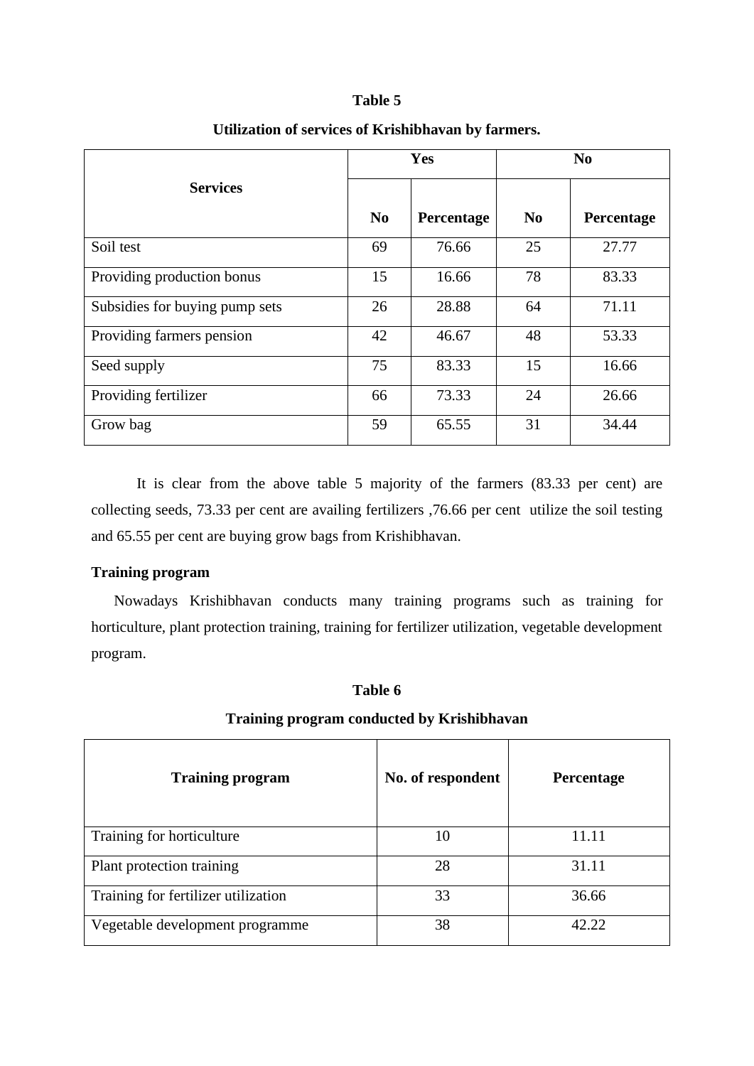**Table 5**

**Utilization of services of Krishibhavan by farmers.**

| Services | Yes | | No | |
|---|---|---|---|---|
| | No | Percentage | No | Percentage |
| Soil test | 69 | 76.66 | 25 | 27.77 |
| Providing production bonus | 15 | 16.66 | 78 | 83.33 |
| Subsidies for buying pump sets | 26 | 28.88 | 64 | 71.11 |
| Providing farmers pension | 42 | 46.67 | 48 | 53.33 |
| Seed supply | 75 | 83.33 | 15 | 16.66 |
| Providing fertilizer | 66 | 73.33 | 24 | 26.66 |
| Grow bag | 59 | 65.55 | 31 | 34.44 |

It is clear from the above table 5 majority of the farmers (83.33 per cent) are collecting seeds, 73.33 per cent are availing fertilizers ,76.66 per cent utilize the soil testing and 65.55 per cent are buying grow bags from Krishibhavan.

**Training program**

Nowadays Krishibhavan conducts many training programs such as training for horticulture, plant protection training, training for fertilizer utilization, vegetable development program.

**Table 6**

**Training program conducted by Krishibhavan**

| Training program | No. of respondent | Percentage |
|---|---|---|
| Training for horticulture | 10 | 11.11 |
| Plant protection training | 28 | 31.11 |
| Training for fertilizer utilization | 33 | 36.66 |
| Vegetable development programme | 38 | 42.22 |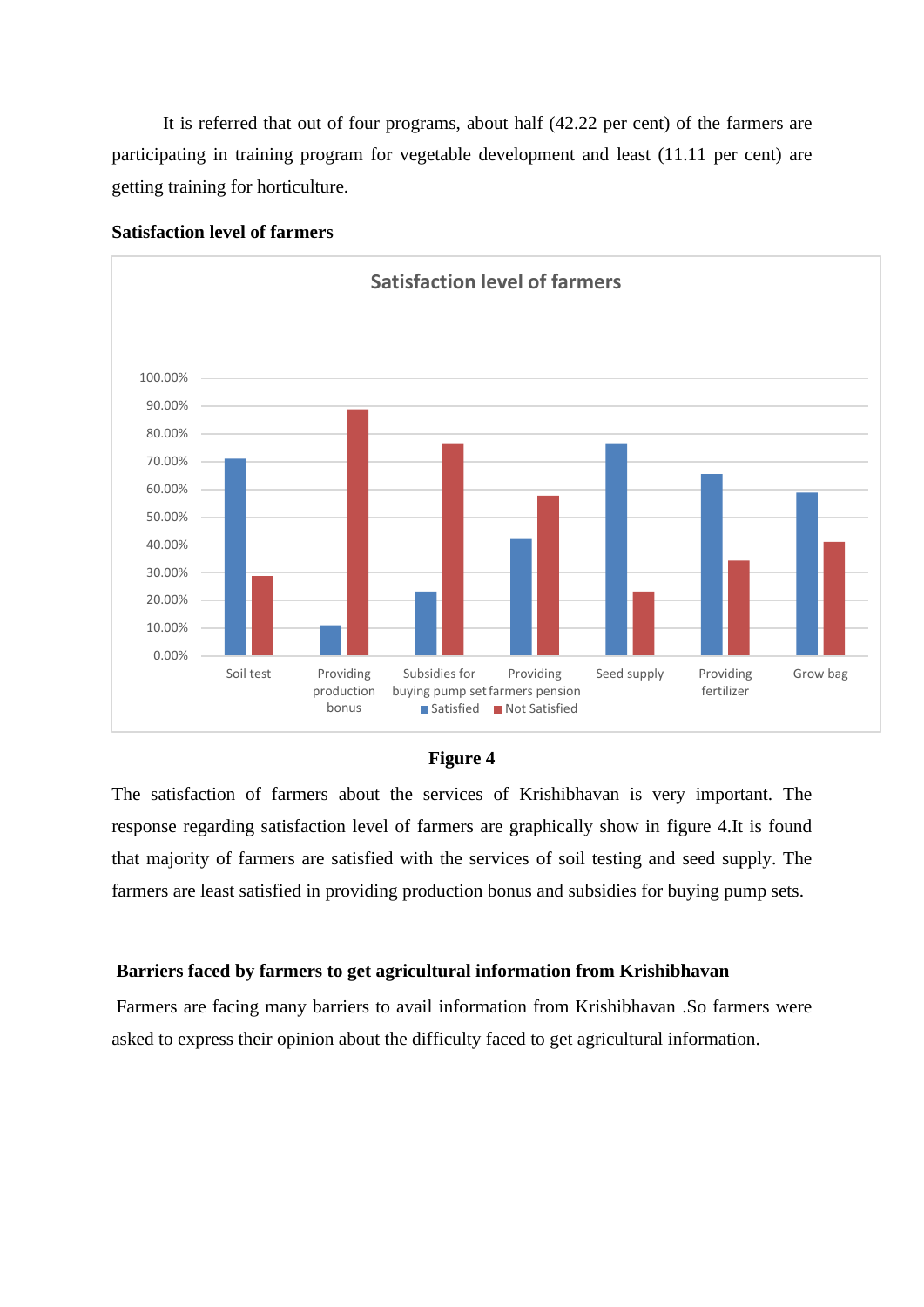It is referred that out of four programs, about half (42.22 per cent) of the farmers are participating in training program for vegetable development and least (11.11 per cent) are getting training for horticulture.

**Satisfaction level of farmers**

**Figure 4**

The satisfaction of farmers about the services of Krishibhavan is very important. The response regarding satisfaction level of farmers are graphically show in figure 4.It is found that majority of farmers are satisfied with the services of soil testing and seed supply. The farmers are least satisfied in providing production bonus and subsidies for buying pump sets.

**Barriers faced by farmers to get agricultural information from Krishibhavan**

Farmers are facing many barriers to avail information from Krishibhavan .So farmers were asked to express their opinion about the difficulty faced to get agricultural information.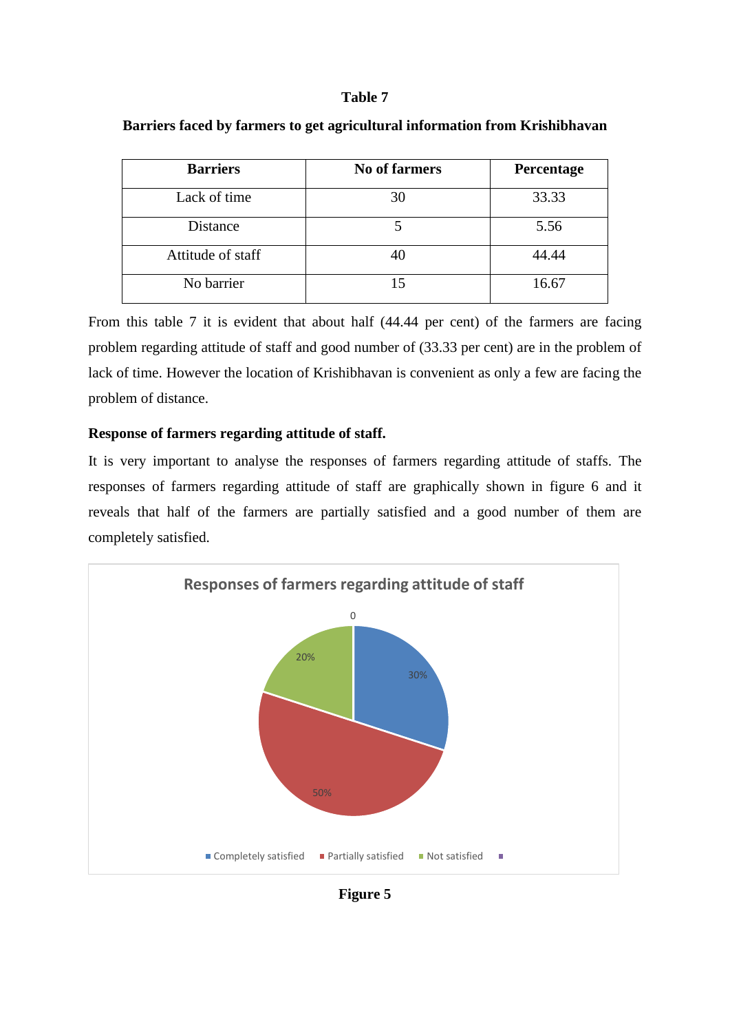**Table 7**

**Barriers faced by farmers to get agricultural information from Krishibhavan**

| Barriers | No of farmers | Percentage |
|---|---|---|
| Lack of time | 30 | 33.33 |
| Distance | 5 | 5.56 |
| Attitude of staff | 40 | 44.44 |
| No barrier | 15 | 16.67 |

From this table 7 it is evident that about half (44.44 per cent) of the farmers are facing problem regarding attitude of staff and good number of (33.33 per cent) are in the problem of lack of time. However the location of Krishibhavan is convenient as only a few are facing the problem of distance.

**Response of farmers regarding attitude of staff.**

It is very important to analyse the responses of farmers regarding attitude of staffs. The responses of farmers regarding attitude of staff are graphically shown in figure 6 and it reveals that half of the farmers are partially satisfied and a good number of them are completely satisfied.

Responses of farmers regarding attitude of staff

| Response | Percentage |
|---|---|
| Completely satisfied | 30% |
| Partially satisfied | 50% |
| Not satisfied | 20% |
| | 0 |

**Figure 5**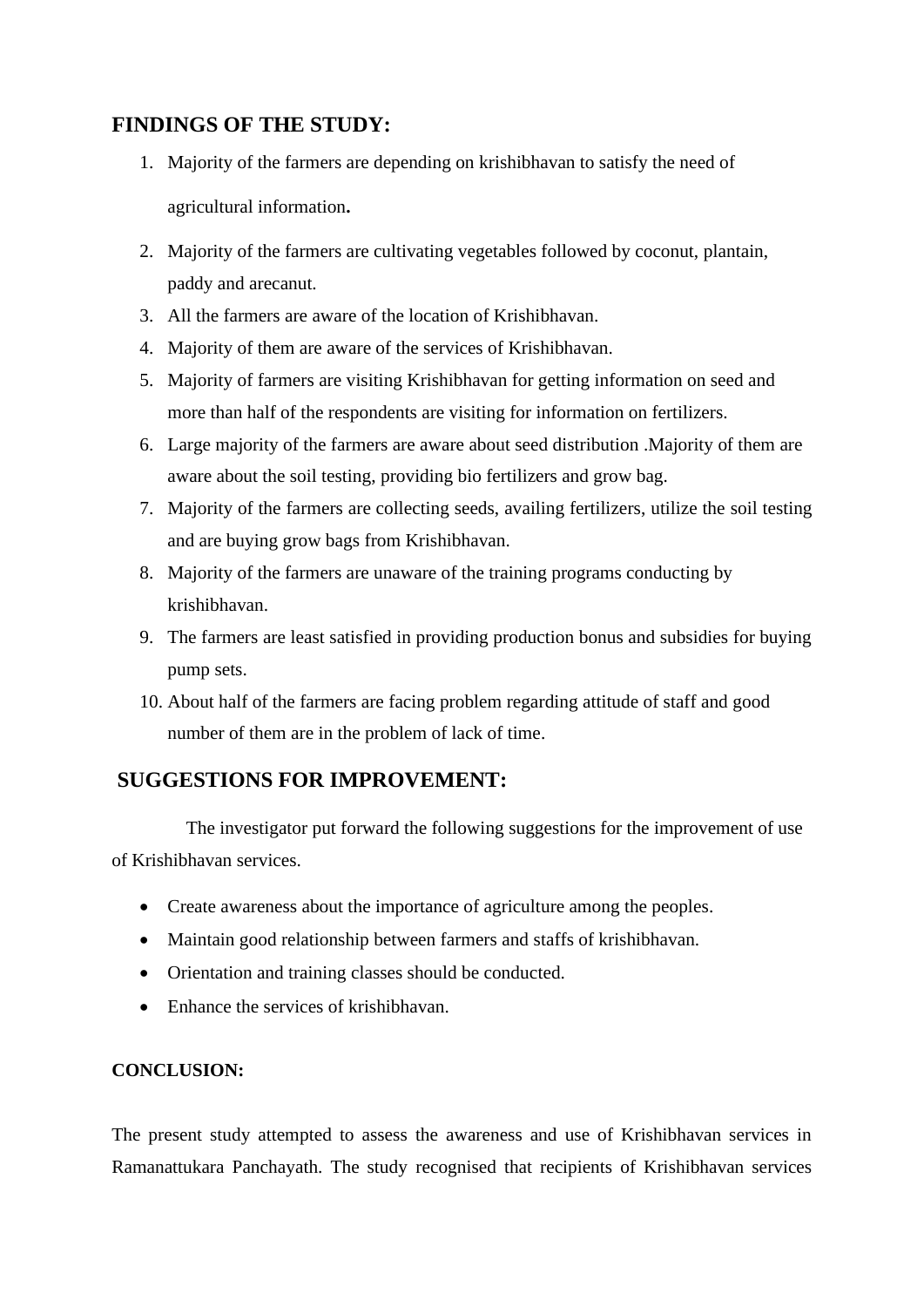## FINDINGS OF THE STUDY:

1. Majority of the farmers are depending on krishibhavan to satisfy the need of agricultural information**.**
2. Majority of the farmers are cultivating vegetables followed by coconut, plantain, paddy and arecanut.
3. All the farmers are aware of the location of Krishibhavan.
4. Majority of them are aware of the services of Krishibhavan.
5. Majority of farmers are visiting Krishibhavan for getting information on seed and more than half of the respondents are visiting for information on fertilizers.
6. Large majority of the farmers are aware about seed distribution .Majority of them are aware about the soil testing, providing bio fertilizers and grow bag.
7. Majority of the farmers are collecting seeds, availing fertilizers, utilize the soil testing and are buying grow bags from Krishibhavan.
8. Majority of the farmers are unaware of the training programs conducting by krishibhavan.
9. The farmers are least satisfied in providing production bonus and subsidies for buying pump sets.
10. About half of the farmers are facing problem regarding attitude of staff and good number of them are in the problem of lack of time.

## SUGGESTIONS FOR IMPROVEMENT:

The investigator put forward the following suggestions for the improvement of use of Krishibhavan services.

- Create awareness about the importance of agriculture among the peoples.
- Maintain good relationship between farmers and staffs of krishibhavan.
- Orientation and training classes should be conducted.
- Enhance the services of krishibhavan.

**CONCLUSION:**

The present study attempted to assess the awareness and use of Krishibhavan services in Ramanattukara Panchayath. The study recognised that recipients of Krishibhavan services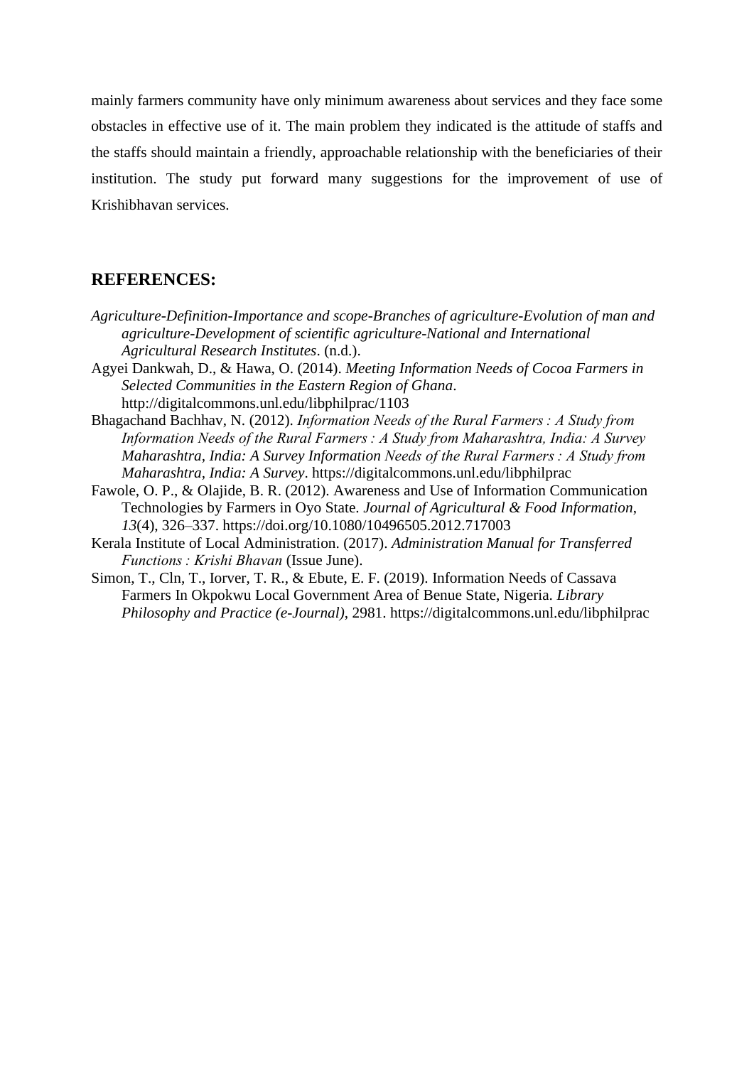mainly farmers community have only minimum awareness about services and they face some obstacles in effective use of it. The main problem they indicated is the attitude of staffs and the staffs should maintain a friendly, approachable relationship with the beneficiaries of their institution. The study put forward many suggestions for the improvement of use of Krishibhavan services.

## REFERENCES:

*Agriculture-Definition-Importance and scope-Branches of agriculture-Evolution of man and agriculture-Development of scientific agriculture-National and International Agricultural Research Institutes*. (n.d.).

Agyei Dankwah, D., & Hawa, O. (2014). *Meeting Information Needs of Cocoa Farmers in Selected Communities in the Eastern Region of Ghana*. http://digitalcommons.unl.edu/libphilprac/1103

Bhagachand Bachhav, N. (2012). *Information Needs of the Rural Farmers : A Study from Information Needs of the Rural Farmers : A Study from Maharashtra, India: A Survey Maharashtra, India: A Survey Information Needs of the Rural Farmers : A Study from Maharashtra, India: A Survey*. https://digitalcommons.unl.edu/libphilprac

Fawole, O. P., & Olajide, B. R. (2012). Awareness and Use of Information Communication Technologies by Farmers in Oyo State. *Journal of Agricultural & Food Information*, *13*(4), 326–337. https://doi.org/10.1080/10496505.2012.717003

Kerala Institute of Local Administration. (2017). *Administration Manual for Transferred Functions : Krishi Bhavan* (Issue June).

Simon, T., Cln, T., Iorver, T. R., & Ebute, E. F. (2019). Information Needs of Cassava Farmers In Okpokwu Local Government Area of Benue State, Nigeria. *Library Philosophy and Practice (e-Journal)*, 2981. https://digitalcommons.unl.edu/libphilprac